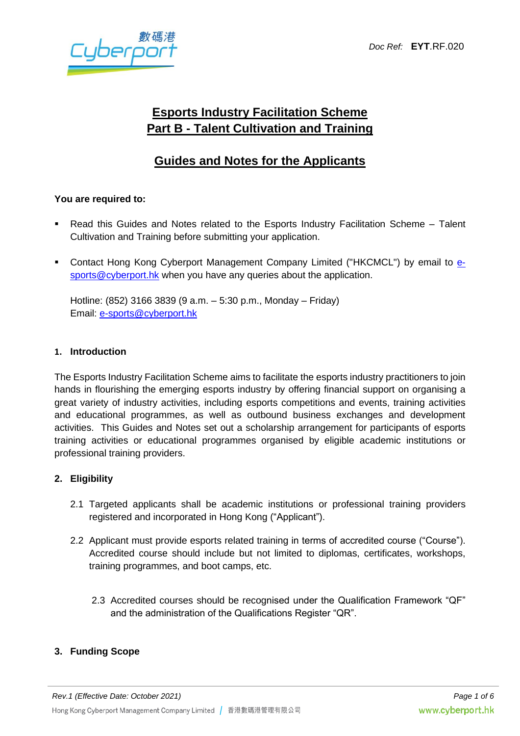Doc Ref: **EYT**.RF.020

# Esports Industry Facilitation Scheme
# Part B - Talent Cultivation and Training

## Guides and Notes for the Applicants

**You are required to:**

- Read this Guides and Notes related to the Esports Industry Facilitation Scheme – Talent Cultivation and Training before submitting your application.
- Contact Hong Kong Cyberport Management Company Limited ("HKCMCL") by email to e-sports@cyberport.hk when you have any queries about the application.

  Hotline: (852) 3166 3839 (9 a.m. – 5:30 p.m., Monday – Friday)
  Email: e-sports@cyberport.hk

### 1. Introduction

The Esports Industry Facilitation Scheme aims to facilitate the esports industry practitioners to join hands in flourishing the emerging esports industry by offering financial support on organising a great variety of industry activities, including esports competitions and events, training activities and educational programmes, as well as outbound business exchanges and development activities. This Guides and Notes set out a scholarship arrangement for participants of esports training activities or educational programmes organised by eligible academic institutions or professional training providers.

### 2. Eligibility

2.1 Targeted applicants shall be academic institutions or professional training providers registered and incorporated in Hong Kong ("Applicant").

2.2 Applicant must provide esports related training in terms of accredited course ("Course"). Accredited course should include but not limited to diplomas, certificates, workshops, training programmes, and boot camps, etc.

2.3 Accredited courses should be recognised under the Qualification Framework "QF" and the administration of the Qualifications Register "QR".

### 3. Funding Scope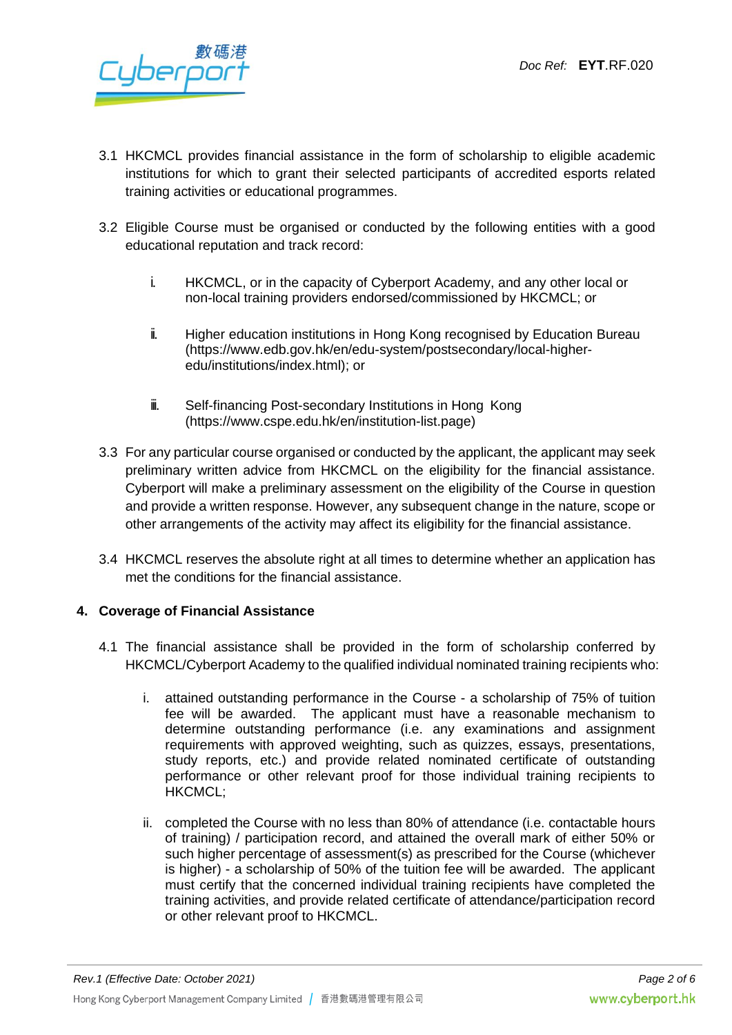3.1 HKCMCL provides financial assistance in the form of scholarship to eligible academic institutions for which to grant their selected participants of accredited esports related training activities or educational programmes.

3.2 Eligible Course must be organised or conducted by the following entities with a good educational reputation and track record:

   i. HKCMCL, or in the capacity of Cyberport Academy, and any other local or non-local training providers endorsed/commissioned by HKCMCL; or

   ii. Higher education institutions in Hong Kong recognised by Education Bureau (https://www.edb.gov.hk/en/edu-system/postsecondary/local-higher-edu/institutions/index.html); or

   iii. Self-financing Post-secondary Institutions in Hong Kong (https://www.cspe.edu.hk/en/institution-list.page)

3.3 For any particular course organised or conducted by the applicant, the applicant may seek preliminary written advice from HKCMCL on the eligibility for the financial assistance. Cyberport will make a preliminary assessment on the eligibility of the Course in question and provide a written response. However, any subsequent change in the nature, scope or other arrangements of the activity may affect its eligibility for the financial assistance.

3.4 HKCMCL reserves the absolute right at all times to determine whether an application has met the conditions for the financial assistance.

## 4. Coverage of Financial Assistance

4.1 The financial assistance shall be provided in the form of scholarship conferred by HKCMCL/Cyberport Academy to the qualified individual nominated training recipients who:

   i. attained outstanding performance in the Course - a scholarship of 75% of tuition fee will be awarded. The applicant must have a reasonable mechanism to determine outstanding performance (i.e. any examinations and assignment requirements with approved weighting, such as quizzes, essays, presentations, study reports, etc.) and provide related nominated certificate of outstanding performance or other relevant proof for those individual training recipients to HKCMCL;

   ii. completed the Course with no less than 80% of attendance (i.e. contactable hours of training) / participation record, and attained the overall mark of either 50% or such higher percentage of assessment(s) as prescribed for the Course (whichever is higher) - a scholarship of 50% of the tuition fee will be awarded. The applicant must certify that the concerned individual training recipients have completed the training activities, and provide related certificate of attendance/participation record or other relevant proof to HKCMCL.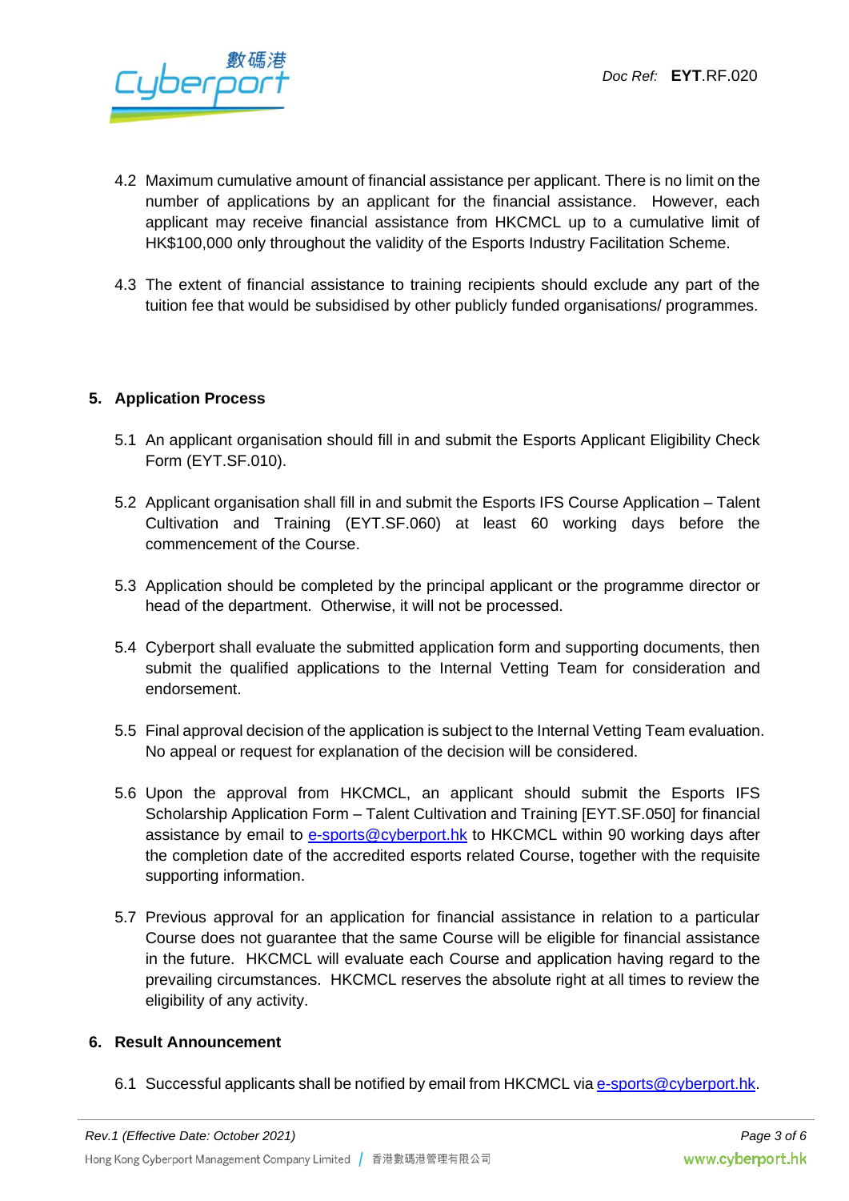4.2 Maximum cumulative amount of financial assistance per applicant. There is no limit on the number of applications by an applicant for the financial assistance. However, each applicant may receive financial assistance from HKCMCL up to a cumulative limit of HK$100,000 only throughout the validity of the Esports Industry Facilitation Scheme.

4.3 The extent of financial assistance to training recipients should exclude any part of the tuition fee that would be subsidised by other publicly funded organisations/ programmes.

## 5. Application Process

5.1 An applicant organisation should fill in and submit the Esports Applicant Eligibility Check Form (EYT.SF.010).

5.2 Applicant organisation shall fill in and submit the Esports IFS Course Application – Talent Cultivation and Training (EYT.SF.060) at least 60 working days before the commencement of the Course.

5.3 Application should be completed by the principal applicant or the programme director or head of the department. Otherwise, it will not be processed.

5.4 Cyberport shall evaluate the submitted application form and supporting documents, then submit the qualified applications to the Internal Vetting Team for consideration and endorsement.

5.5 Final approval decision of the application is subject to the Internal Vetting Team evaluation. No appeal or request for explanation of the decision will be considered.

5.6 Upon the approval from HKCMCL, an applicant should submit the Esports IFS Scholarship Application Form – Talent Cultivation and Training [EYT.SF.050] for financial assistance by email to e-sports@cyberport.hk to HKCMCL within 90 working days after the completion date of the accredited esports related Course, together with the requisite supporting information.

5.7 Previous approval for an application for financial assistance in relation to a particular Course does not guarantee that the same Course will be eligible for financial assistance in the future. HKCMCL will evaluate each Course and application having regard to the prevailing circumstances. HKCMCL reserves the absolute right at all times to review the eligibility of any activity.

## 6. Result Announcement

6.1 Successful applicants shall be notified by email from HKCMCL via e-sports@cyberport.hk.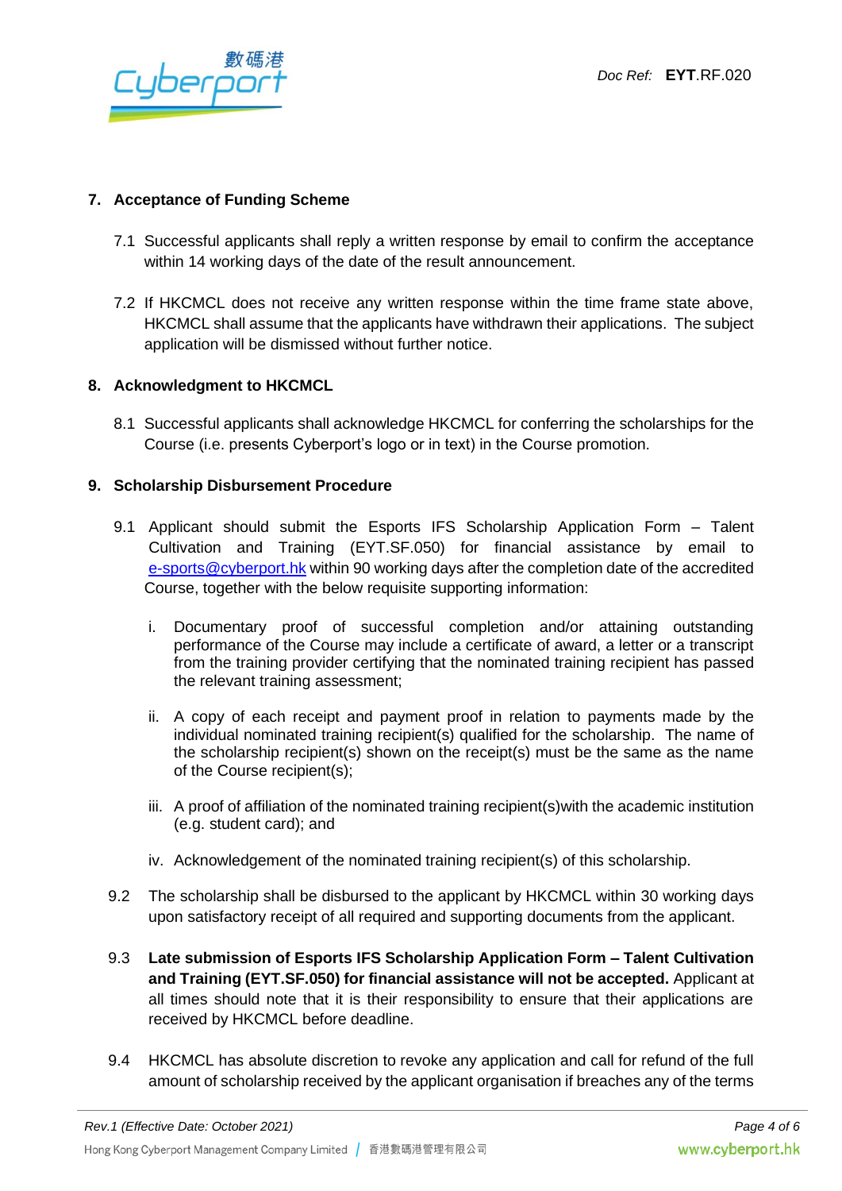## 7. Acceptance of Funding Scheme

7.1 Successful applicants shall reply a written response by email to confirm the acceptance within 14 working days of the date of the result announcement.

7.2 If HKCMCL does not receive any written response within the time frame state above, HKCMCL shall assume that the applicants have withdrawn their applications. The subject application will be dismissed without further notice.

## 8. Acknowledgment to HKCMCL

8.1 Successful applicants shall acknowledge HKCMCL for conferring the scholarships for the Course (i.e. presents Cyberport's logo or in text) in the Course promotion.

## 9. Scholarship Disbursement Procedure

9.1 Applicant should submit the Esports IFS Scholarship Application Form – Talent Cultivation and Training (EYT.SF.050) for financial assistance by email to e-sports@cyberport.hk within 90 working days after the completion date of the accredited Course, together with the below requisite supporting information:

i. Documentary proof of successful completion and/or attaining outstanding performance of the Course may include a certificate of award, a letter or a transcript from the training provider certifying that the nominated training recipient has passed the relevant training assessment;

ii. A copy of each receipt and payment proof in relation to payments made by the individual nominated training recipient(s) qualified for the scholarship. The name of the scholarship recipient(s) shown on the receipt(s) must be the same as the name of the Course recipient(s);

iii. A proof of affiliation of the nominated training recipient(s)with the academic institution (e.g. student card); and

iv. Acknowledgement of the nominated training recipient(s) of this scholarship.

9.2 The scholarship shall be disbursed to the applicant by HKCMCL within 30 working days upon satisfactory receipt of all required and supporting documents from the applicant.

9.3 **Late submission of Esports IFS Scholarship Application Form – Talent Cultivation and Training (EYT.SF.050) for financial assistance will not be accepted.** Applicant at all times should note that it is their responsibility to ensure that their applications are received by HKCMCL before deadline.

9.4 HKCMCL has absolute discretion to revoke any application and call for refund of the full amount of scholarship received by the applicant organisation if breaches any of the terms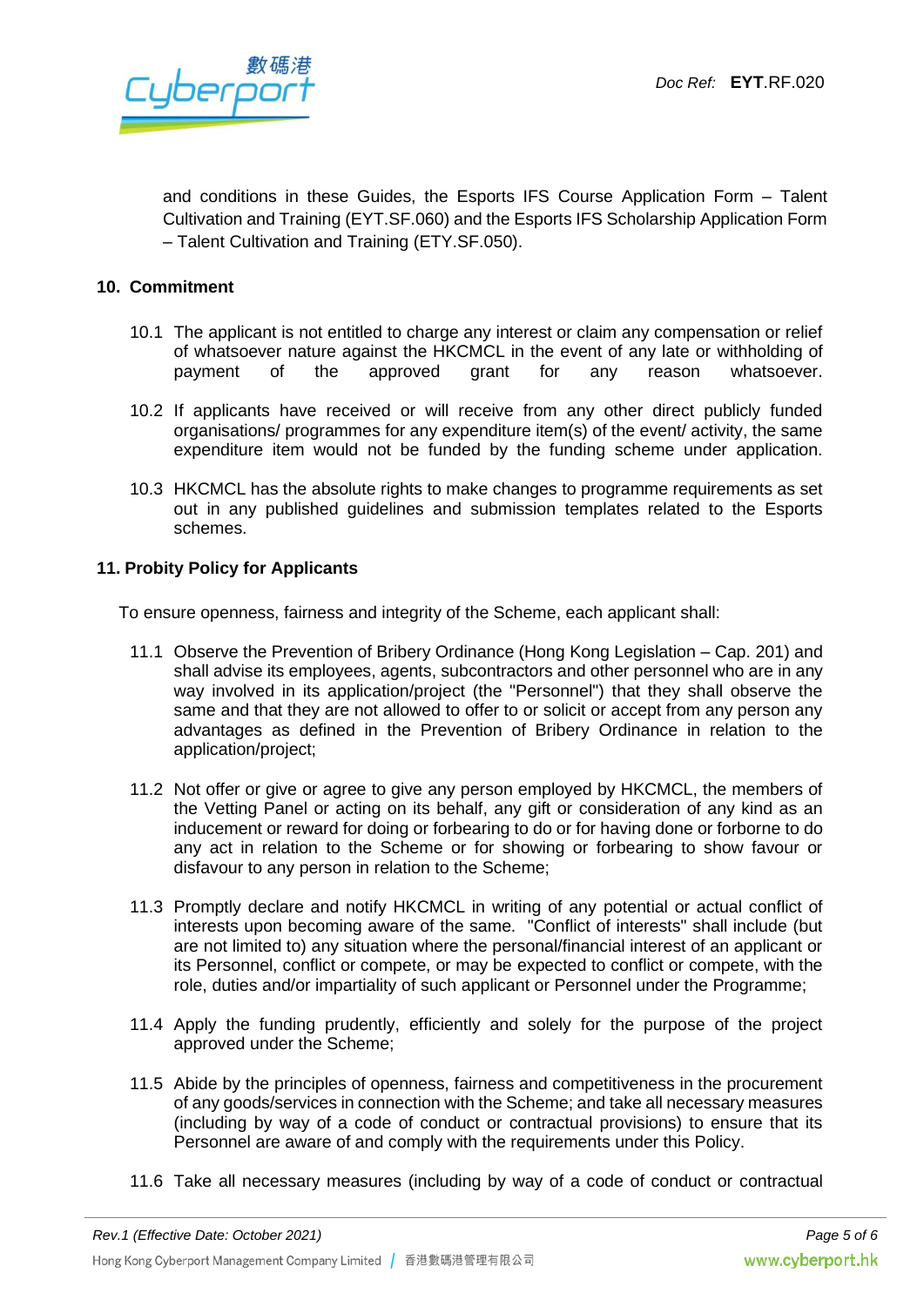and conditions in these Guides, the Esports IFS Course Application Form – Talent Cultivation and Training (EYT.SF.060) and the Esports IFS Scholarship Application Form – Talent Cultivation and Training (ETY.SF.050).

## 10. Commitment

10.1 The applicant is not entitled to charge any interest or claim any compensation or relief of whatsoever nature against the HKCMCL in the event of any late or withholding of payment of the approved grant for any reason whatsoever.

10.2 If applicants have received or will receive from any other direct publicly funded organisations/ programmes for any expenditure item(s) of the event/ activity, the same expenditure item would not be funded by the funding scheme under application.

10.3 HKCMCL has the absolute rights to make changes to programme requirements as set out in any published guidelines and submission templates related to the Esports schemes.

## 11. Probity Policy for Applicants

To ensure openness, fairness and integrity of the Scheme, each applicant shall:

11.1 Observe the Prevention of Bribery Ordinance (Hong Kong Legislation – Cap. 201) and shall advise its employees, agents, subcontractors and other personnel who are in any way involved in its application/project (the "Personnel") that they shall observe the same and that they are not allowed to offer to or solicit or accept from any person any advantages as defined in the Prevention of Bribery Ordinance in relation to the application/project;

11.2 Not offer or give or agree to give any person employed by HKCMCL, the members of the Vetting Panel or acting on its behalf, any gift or consideration of any kind as an inducement or reward for doing or forbearing to do or for having done or forborne to do any act in relation to the Scheme or for showing or forbearing to show favour or disfavour to any person in relation to the Scheme;

11.3 Promptly declare and notify HKCMCL in writing of any potential or actual conflict of interests upon becoming aware of the same. "Conflict of interests" shall include (but are not limited to) any situation where the personal/financial interest of an applicant or its Personnel, conflict or compete, or may be expected to conflict or compete, with the role, duties and/or impartiality of such applicant or Personnel under the Programme;

11.4 Apply the funding prudently, efficiently and solely for the purpose of the project approved under the Scheme;

11.5 Abide by the principles of openness, fairness and competitiveness in the procurement of any goods/services in connection with the Scheme; and take all necessary measures (including by way of a code of conduct or contractual provisions) to ensure that its Personnel are aware of and comply with the requirements under this Policy.

11.6 Take all necessary measures (including by way of a code of conduct or contractual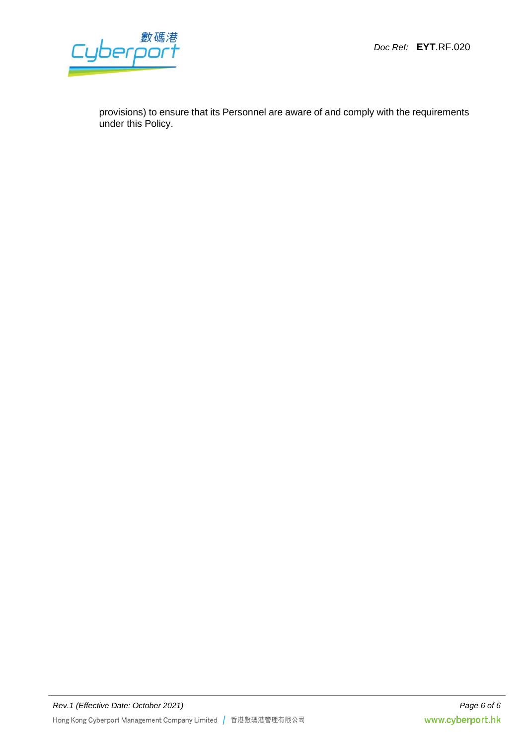provisions) to ensure that its Personnel are aware of and comply with the requirements under this Policy.